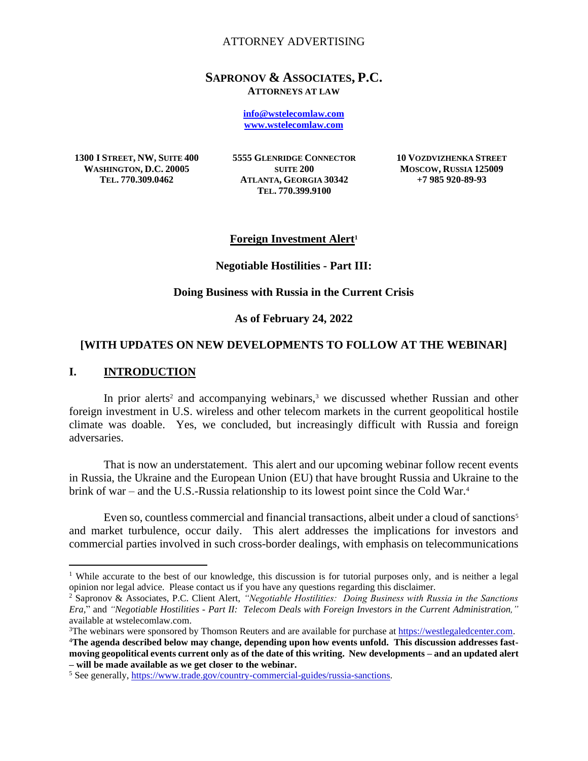ATTORNEY ADVERTISING

# SAPRONOV & ASSOCIATES, P.C.

**ATTORNEYS AT LAW**

**info@wstelecomlaw.com**
**www.wstelecomlaw.com**

**1300 I STREET, NW, SUITE 400**
**WASHINGTON, D.C. 20005**
**TEL. 770.309.0462**

**5555 GLENRIDGE CONNECTOR**
**SUITE 200**
**ATLANTA, GEORGIA 30342**
**TEL. 770.399.9100**

**10 VOZDVIZHENKA STREET**
**MOSCOW, RUSSIA 125009**
**+7 985 920-89-93**

## Foreign Investment Alert[1]

### Negotiable Hostilities - Part III:

### Doing Business with Russia in the Current Crisis

### As of February 24, 2022

**[WITH UPDATES ON NEW DEVELOPMENTS TO FOLLOW AT THE WEBINAR]**

## I. INTRODUCTION

In prior alerts[2] and accompanying webinars,[3] we discussed whether Russian and other foreign investment in U.S. wireless and other telecom markets in the current geopolitical hostile climate was doable. Yes, we concluded, but increasingly difficult with Russia and foreign adversaries.

That is now an understatement. This alert and our upcoming webinar follow recent events in Russia, the Ukraine and the European Union (EU) that have brought Russia and Ukraine to the brink of war – and the U.S.-Russia relationship to its lowest point since the Cold War.[4]

Even so, countless commercial and financial transactions, albeit under a cloud of sanctions[5] and market turbulence, occur daily. This alert addresses the implications for investors and commercial parties involved in such cross-border dealings, with emphasis on telecommunications

---

[1] While accurate to the best of our knowledge, this discussion is for tutorial purposes only, and is neither a legal opinion nor legal advice. Please contact us if you have any questions regarding this disclaimer.

[2] Sapronov & Associates, P.C. Client Alert, *"Negotiable Hostilities: Doing Business with Russia in the Sanctions Era,"* and *"Negotiable Hostilities - Part II: Telecom Deals with Foreign Investors in the Current Administration,"* available at wstelecomlaw.com.

[3] The webinars were sponsored by Thomson Reuters and are available for purchase at https://westlegaledcenter.com.

[4] **The agenda described below may change, depending upon how events unfold. This discussion addresses fast-moving geopolitical events current only as of the date of this writing. New developments – and an updated alert – will be made available as we get closer to the webinar.**

[5] See generally, https://www.trade.gov/country-commercial-guides/russia-sanctions.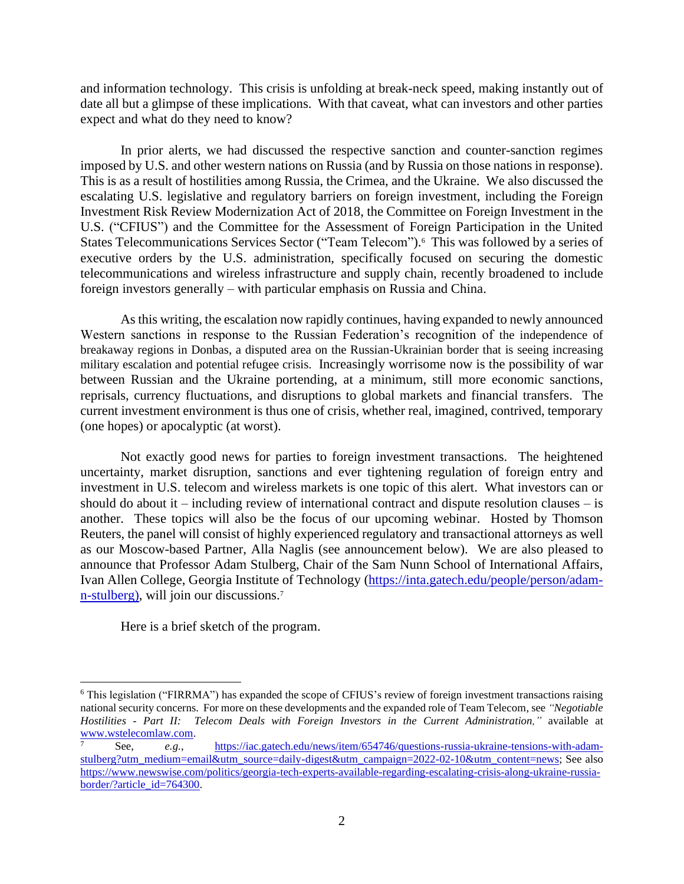and information technology. This crisis is unfolding at break-neck speed, making instantly out of date all but a glimpse of these implications. With that caveat, what can investors and other parties expect and what do they need to know?

In prior alerts, we had discussed the respective sanction and counter-sanction regimes imposed by U.S. and other western nations on Russia (and by Russia on those nations in response). This is as a result of hostilities among Russia, the Crimea, and the Ukraine. We also discussed the escalating U.S. legislative and regulatory barriers on foreign investment, including the Foreign Investment Risk Review Modernization Act of 2018, the Committee on Foreign Investment in the U.S. ("CFIUS") and the Committee for the Assessment of Foreign Participation in the United States Telecommunications Services Sector ("Team Telecom").[6] This was followed by a series of executive orders by the U.S. administration, specifically focused on securing the domestic telecommunications and wireless infrastructure and supply chain, recently broadened to include foreign investors generally – with particular emphasis on Russia and China.

As this writing, the escalation now rapidly continues, having expanded to newly announced Western sanctions in response to the Russian Federation's recognition of the independence of breakaway regions in Donbas, a disputed area on the Russian-Ukrainian border that is seeing increasing military escalation and potential refugee crisis. Increasingly worrisome now is the possibility of war between Russian and the Ukraine portending, at a minimum, still more economic sanctions, reprisals, currency fluctuations, and disruptions to global markets and financial transfers. The current investment environment is thus one of crisis, whether real, imagined, contrived, temporary (one hopes) or apocalyptic (at worst).

Not exactly good news for parties to foreign investment transactions. The heightened uncertainty, market disruption, sanctions and ever tightening regulation of foreign entry and investment in U.S. telecom and wireless markets is one topic of this alert. What investors can or should do about it – including review of international contract and dispute resolution clauses – is another. These topics will also be the focus of our upcoming webinar. Hosted by Thomson Reuters, the panel will consist of highly experienced regulatory and transactional attorneys as well as our Moscow-based Partner, Alla Naglis (see announcement below). We are also pleased to announce that Professor Adam Stulberg, Chair of the Sam Nunn School of International Affairs, Ivan Allen College, Georgia Institute of Technology (https://inta.gatech.edu/people/person/adam-n-stulberg), will join our discussions.[7]

Here is a brief sketch of the program.

---

[6] This legislation ("FIRRMA") has expanded the scope of CFIUS's review of foreign investment transactions raising national security concerns. For more on these developments and the expanded role of Team Telecom, see *"Negotiable Hostilities - Part II: Telecom Deals with Foreign Investors in the Current Administration,"* available at www.wstelecomlaw.com.

[7] See, *e.g.*, https://iac.gatech.edu/news/item/654746/questions-russia-ukraine-tensions-with-adam-stulberg?utm_medium=email&utm_source=daily-digest&utm_campaign=2022-02-10&utm_content=news; See also https://www.newswise.com/politics/georgia-tech-experts-available-regarding-escalating-crisis-along-ukraine-russia-border/?article_id=764300.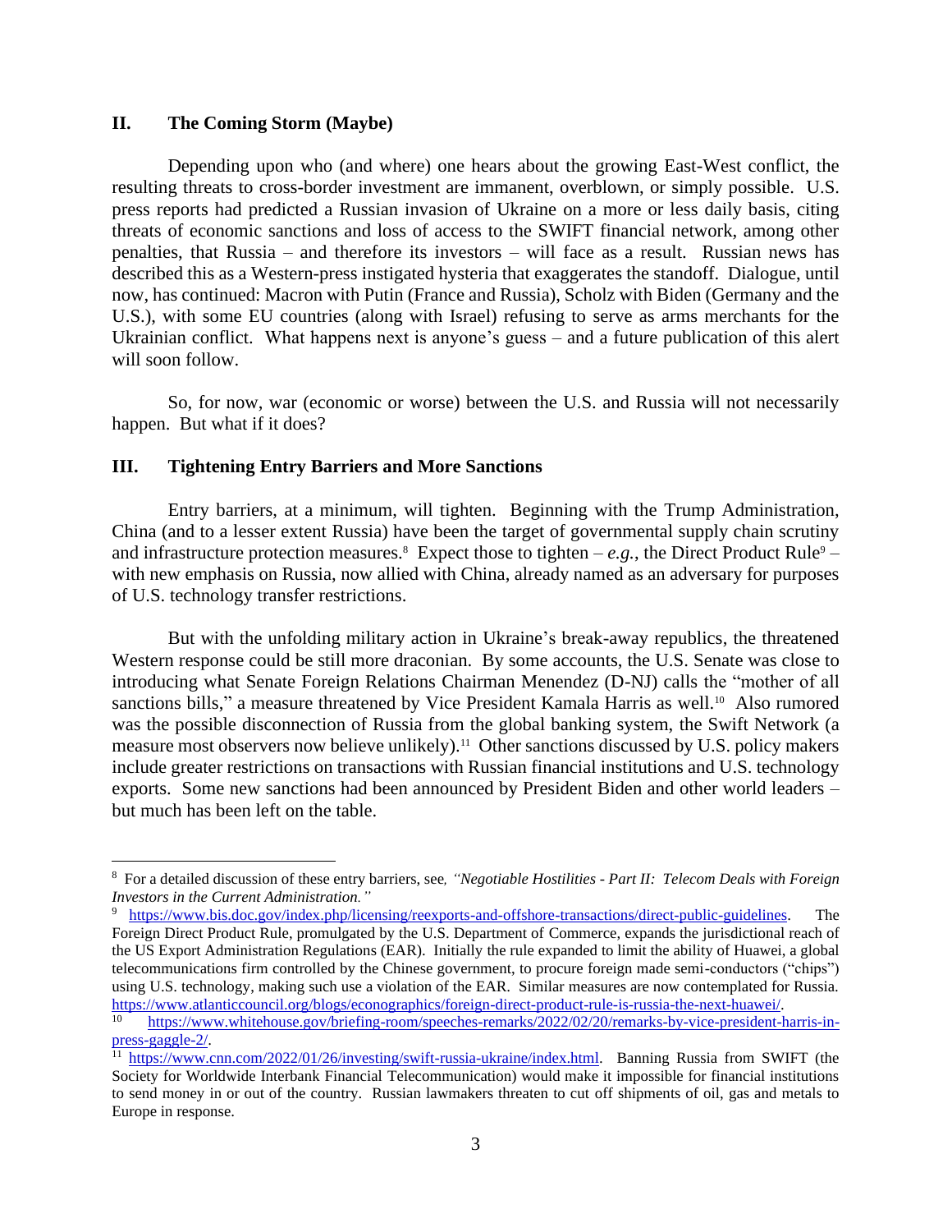## II. The Coming Storm (Maybe)

Depending upon who (and where) one hears about the growing East-West conflict, the resulting threats to cross-border investment are immanent, overblown, or simply possible. U.S. press reports had predicted a Russian invasion of Ukraine on a more or less daily basis, citing threats of economic sanctions and loss of access to the SWIFT financial network, among other penalties, that Russia – and therefore its investors – will face as a result. Russian news has described this as a Western-press instigated hysteria that exaggerates the standoff. Dialogue, until now, has continued: Macron with Putin (France and Russia), Scholz with Biden (Germany and the U.S.), with some EU countries (along with Israel) refusing to serve as arms merchants for the Ukrainian conflict. What happens next is anyone's guess – and a future publication of this alert will soon follow.

So, for now, war (economic or worse) between the U.S. and Russia will not necessarily happen. But what if it does?

## III. Tightening Entry Barriers and More Sanctions

Entry barriers, at a minimum, will tighten. Beginning with the Trump Administration, China (and to a lesser extent Russia) have been the target of governmental supply chain scrutiny and infrastructure protection measures.[8] Expect those to tighten – *e.g.*, the Direct Product Rule[9] – with new emphasis on Russia, now allied with China, already named as an adversary for purposes of U.S. technology transfer restrictions.

But with the unfolding military action in Ukraine's break-away republics, the threatened Western response could be still more draconian. By some accounts, the U.S. Senate was close to introducing what Senate Foreign Relations Chairman Menendez (D-NJ) calls the "mother of all sanctions bills," a measure threatened by Vice President Kamala Harris as well.[10] Also rumored was the possible disconnection of Russia from the global banking system, the Swift Network (a measure most observers now believe unlikely).[11] Other sanctions discussed by U.S. policy makers include greater restrictions on transactions with Russian financial institutions and U.S. technology exports. Some new sanctions had been announced by President Biden and other world leaders – but much has been left on the table.

---

[8] For a detailed discussion of these entry barriers, see, *"Negotiable Hostilities - Part II: Telecom Deals with Foreign Investors in the Current Administration."*

[9] https://www.bis.doc.gov/index.php/licensing/reexports-and-offshore-transactions/direct-public-guidelines. The Foreign Direct Product Rule, promulgated by the U.S. Department of Commerce, expands the jurisdictional reach of the US Export Administration Regulations (EAR). Initially the rule expanded to limit the ability of Huawei, a global telecommunications firm controlled by the Chinese government, to procure foreign made semi-conductors ("chips") using U.S. technology, making such use a violation of the EAR. Similar measures are now contemplated for Russia. https://www.atlanticcouncil.org/blogs/econographics/foreign-direct-product-rule-is-russia-the-next-huawei/.

[10] https://www.whitehouse.gov/briefing-room/speeches-remarks/2022/02/20/remarks-by-vice-president-harris-in-press-gaggle-2/.

[11] https://www.cnn.com/2022/01/26/investing/swift-russia-ukraine/index.html. Banning Russia from SWIFT (the Society for Worldwide Interbank Financial Telecommunication) would make it impossible for financial institutions to send money in or out of the country. Russian lawmakers threaten to cut off shipments of oil, gas and metals to Europe in response.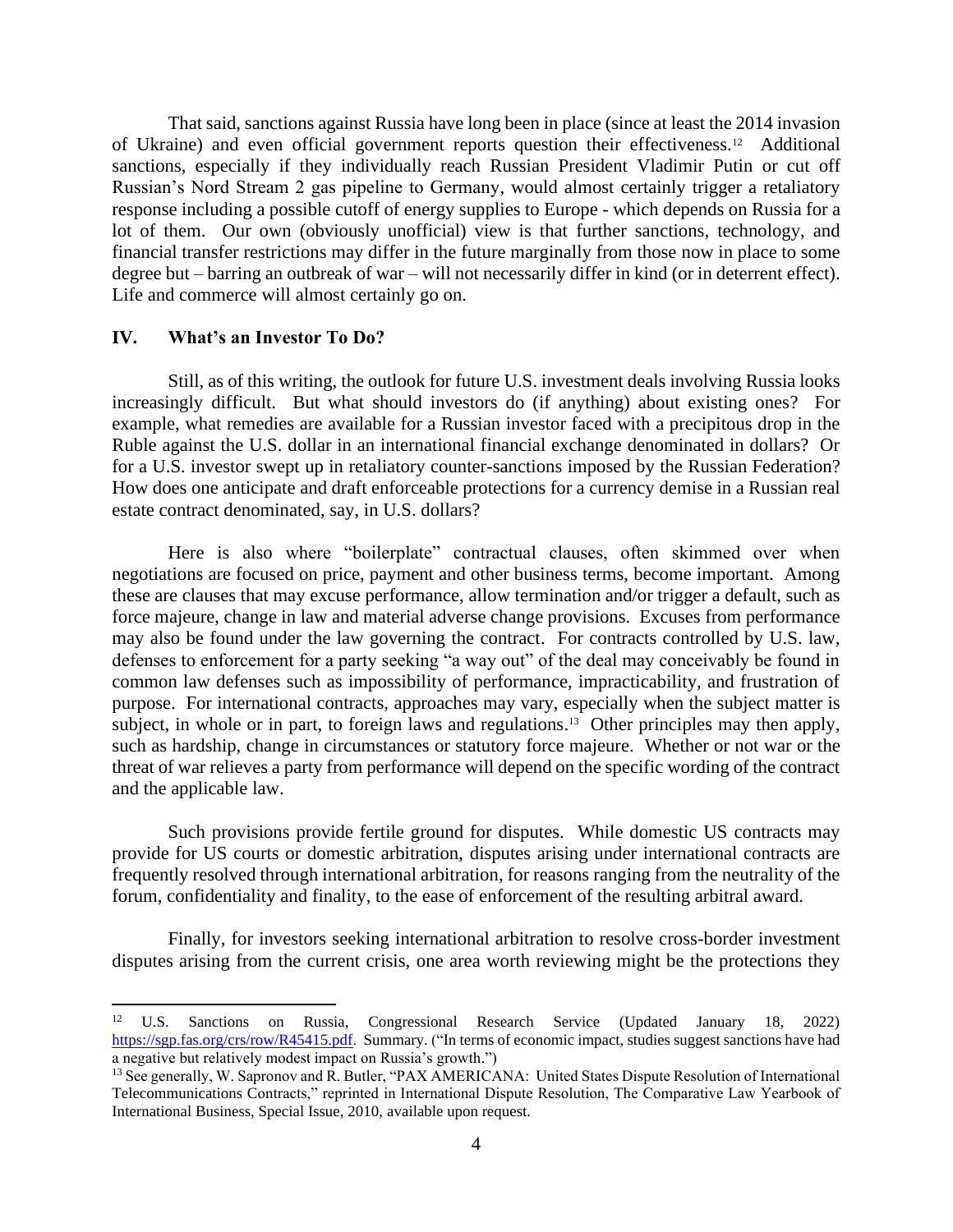That said, sanctions against Russia have long been in place (since at least the 2014 invasion of Ukraine) and even official government reports question their effectiveness.[12] Additional sanctions, especially if they individually reach Russian President Vladimir Putin or cut off Russian's Nord Stream 2 gas pipeline to Germany, would almost certainly trigger a retaliatory response including a possible cutoff of energy supplies to Europe - which depends on Russia for a lot of them. Our own (obviously unofficial) view is that further sanctions, technology, and financial transfer restrictions may differ in the future marginally from those now in place to some degree but – barring an outbreak of war – will not necessarily differ in kind (or in deterrent effect). Life and commerce will almost certainly go on.

## IV. What's an Investor To Do?

Still, as of this writing, the outlook for future U.S. investment deals involving Russia looks increasingly difficult. But what should investors do (if anything) about existing ones? For example, what remedies are available for a Russian investor faced with a precipitous drop in the Ruble against the U.S. dollar in an international financial exchange denominated in dollars? Or for a U.S. investor swept up in retaliatory counter-sanctions imposed by the Russian Federation? How does one anticipate and draft enforceable protections for a currency demise in a Russian real estate contract denominated, say, in U.S. dollars?

Here is also where "boilerplate" contractual clauses, often skimmed over when negotiations are focused on price, payment and other business terms, become important. Among these are clauses that may excuse performance, allow termination and/or trigger a default, such as force majeure, change in law and material adverse change provisions. Excuses from performance may also be found under the law governing the contract. For contracts controlled by U.S. law, defenses to enforcement for a party seeking "a way out" of the deal may conceivably be found in common law defenses such as impossibility of performance, impracticability, and frustration of purpose. For international contracts, approaches may vary, especially when the subject matter is subject, in whole or in part, to foreign laws and regulations.[13] Other principles may then apply, such as hardship, change in circumstances or statutory force majeure. Whether or not war or the threat of war relieves a party from performance will depend on the specific wording of the contract and the applicable law.

Such provisions provide fertile ground for disputes. While domestic US contracts may provide for US courts or domestic arbitration, disputes arising under international contracts are frequently resolved through international arbitration, for reasons ranging from the neutrality of the forum, confidentiality and finality, to the ease of enforcement of the resulting arbitral award.

Finally, for investors seeking international arbitration to resolve cross-border investment disputes arising from the current crisis, one area worth reviewing might be the protections they

---

[12] U.S. Sanctions on Russia, Congressional Research Service (Updated January 18, 2022) https://sgp.fas.org/crs/row/R45415.pdf. Summary. ("In terms of economic impact, studies suggest sanctions have had a negative but relatively modest impact on Russia's growth.")

[13] See generally, W. Sapronov and R. Butler, "PAX AMERICANA: United States Dispute Resolution of International Telecommunications Contracts," reprinted in International Dispute Resolution, The Comparative Law Yearbook of International Business, Special Issue, 2010, available upon request.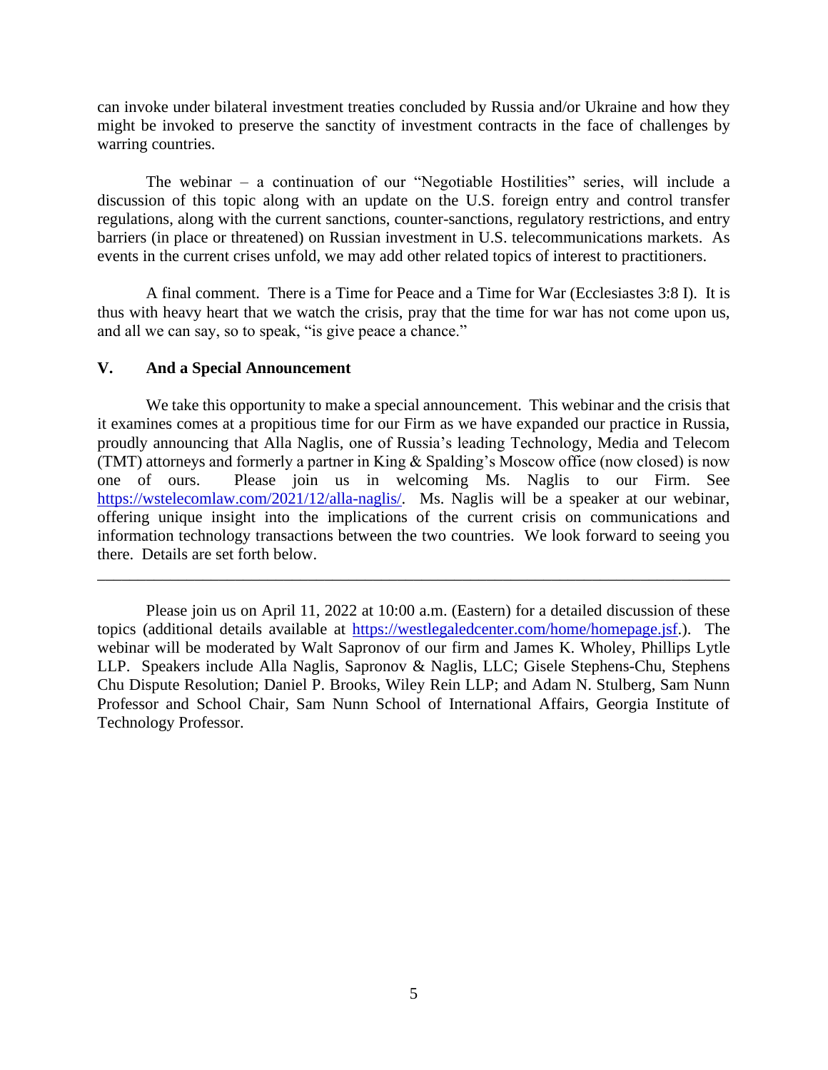can invoke under bilateral investment treaties concluded by Russia and/or Ukraine and how they might be invoked to preserve the sanctity of investment contracts in the face of challenges by warring countries.

The webinar – a continuation of our "Negotiable Hostilities" series, will include a discussion of this topic along with an update on the U.S. foreign entry and control transfer regulations, along with the current sanctions, counter-sanctions, regulatory restrictions, and entry barriers (in place or threatened) on Russian investment in U.S. telecommunications markets. As events in the current crises unfold, we may add other related topics of interest to practitioners.

A final comment. There is a Time for Peace and a Time for War (Ecclesiastes 3:8 I). It is thus with heavy heart that we watch the crisis, pray that the time for war has not come upon us, and all we can say, so to speak, "is give peace a chance."

## V. And a Special Announcement

We take this opportunity to make a special announcement. This webinar and the crisis that it examines comes at a propitious time for our Firm as we have expanded our practice in Russia, proudly announcing that Alla Naglis, one of Russia's leading Technology, Media and Telecom (TMT) attorneys and formerly a partner in King & Spalding's Moscow office (now closed) is now one of ours. Please join us in welcoming Ms. Naglis to our Firm. See [https://wstelecomlaw.com/2021/12/alla-naglis/](https://wstelecomlaw.com/2021/12/alla-naglis/). Ms. Naglis will be a speaker at our webinar, offering unique insight into the implications of the current crisis on communications and information technology transactions between the two countries. We look forward to seeing you there. Details are set forth below.

---

Please join us on April 11, 2022 at 10:00 a.m. (Eastern) for a detailed discussion of these topics (additional details available at [https://westlegaledcenter.com/home/homepage.jsf](https://westlegaledcenter.com/home/homepage.jsf).). The webinar will be moderated by Walt Sapronov of our firm and James K. Wholey, Phillips Lytle LLP. Speakers include Alla Naglis, Sapronov & Naglis, LLC; Gisele Stephens-Chu, Stephens Chu Dispute Resolution; Daniel P. Brooks, Wiley Rein LLP; and Adam N. Stulberg, Sam Nunn Professor and School Chair, Sam Nunn School of International Affairs, Georgia Institute of Technology Professor.